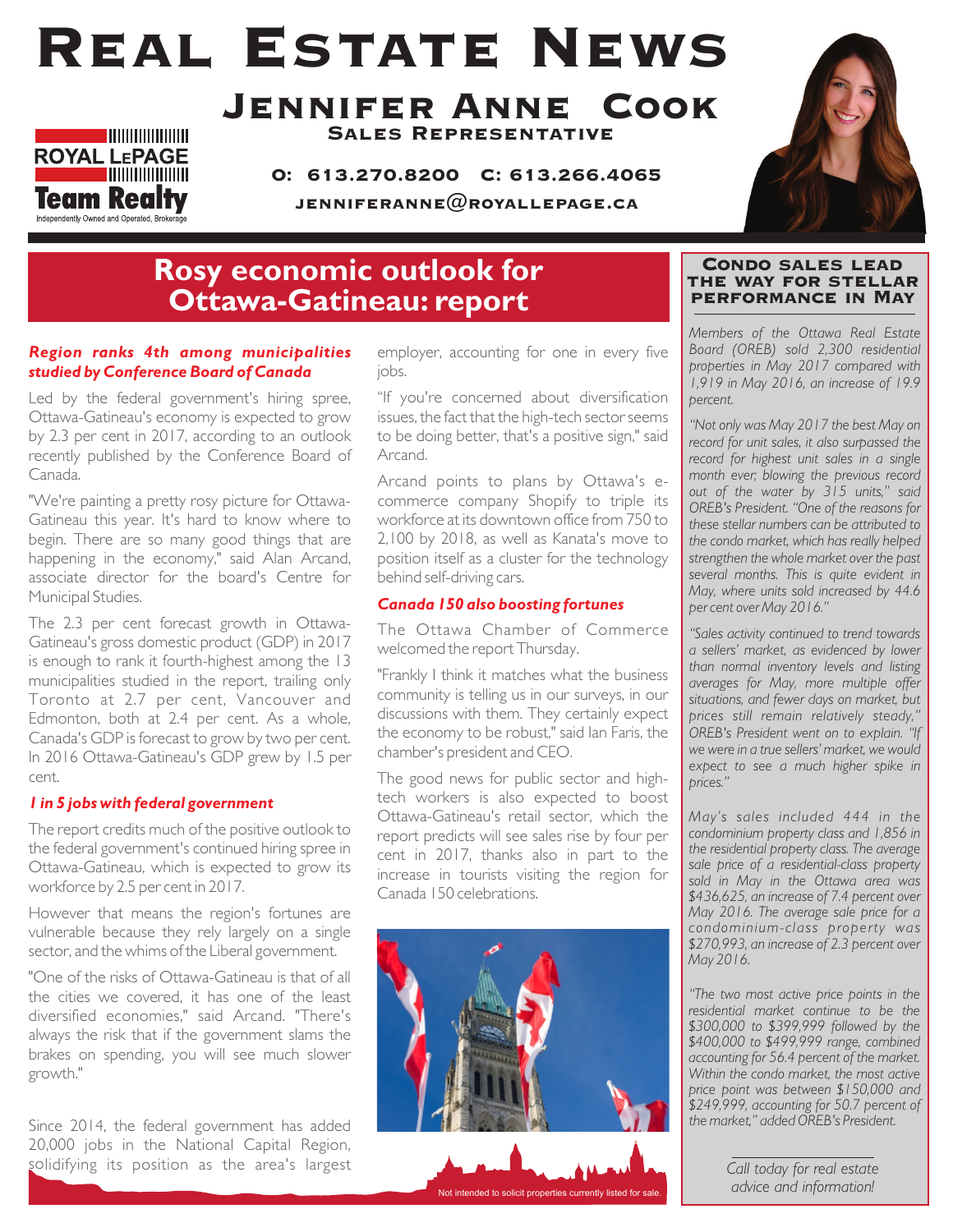# Real Estate News

## Jennifer Anne Cook

**Sales Representative**

ROYAL LEPAGE
Team Realty
Independently Owned and Operated, Brokerage

**O: 613.270.8200 C: 613.266.4065**

**jenniferanne@royallepage.ca**

## Rosy economic outlook for Ottawa-Gatineau: report

***Region ranks 4th among municipalities studied by Conference Board of Canada***

Led by the federal government's hiring spree, Ottawa-Gatineau's economy is expected to grow by 2.3 per cent in 2017, according to an outlook recently published by the Conference Board of Canada.

"We're painting a pretty rosy picture for Ottawa-Gatineau this year. It's hard to know where to begin. There are so many good things that are happening in the economy," said Alan Arcand, associate director for the board's Centre for Municipal Studies.

The 2.3 per cent forecast growth in Ottawa-Gatineau's gross domestic product (GDP) in 2017 is enough to rank it fourth-highest among the 13 municipalities studied in the report, trailing only Toronto at 2.7 per cent, Vancouver and Edmonton, both at 2.4 per cent. As a whole, Canada's GDP is forecast to grow by two per cent. In 2016 Ottawa-Gatineau's GDP grew by 1.5 per cent.

***1 in 5 jobs with federal government***

The report credits much of the positive outlook to the federal government's continued hiring spree in Ottawa-Gatineau, which is expected to grow its workforce by 2.5 per cent in 2017.

However that means the region's fortunes are vulnerable because they rely largely on a single sector, and the whims of the Liberal government.

"One of the risks of Ottawa-Gatineau is that of all the cities we covered, it has one of the least diversified economies," said Arcand. "There's always the risk that if the government slams the brakes on spending, you will see much slower growth."

Since 2014, the federal government has added 20,000 jobs in the National Capital Region, solidifying its position as the area's largest employer, accounting for one in every five jobs.

"If you're concerned about diversification issues, the fact that the high-tech sector seems to be doing better, that's a positive sign," said Arcand.

Arcand points to plans by Ottawa's e-commerce company Shopify to triple its workforce at its downtown office from 750 to 2,100 by 2018, as well as Kanata's move to position itself as a cluster for the technology behind self-driving cars.

***Canada 150 also boosting fortunes***

The Ottawa Chamber of Commerce welcomed the report Thursday.

"Frankly I think it matches what the business community is telling us in our surveys, in our discussions with them. They certainly expect the economy to be robust," said Ian Faris, the chamber's president and CEO.

The good news for public sector and high-tech workers is also expected to boost Ottawa-Gatineau's retail sector, which the report predicts will see sales rise by four per cent in 2017, thanks also in part to the increase in tourists visiting the region for Canada 150 celebrations.

Not intended to solicit properties currently listed for sale.

## Condo sales lead the way for stellar performance in May

*Members of the Ottawa Real Estate Board (OREB) sold 2,300 residential properties in May 2017 compared with 1,919 in May 2016, an increase of 19.9 percent.*

*"Not only was May 2017 the best May on record for unit sales, it also surpassed the record for highest unit sales in a single month ever; blowing the previous record out of the water by 315 units," said OREB's President. "One of the reasons for these stellar numbers can be attributed to the condo market, which has really helped strengthen the whole market over the past several months. This is quite evident in May, where units sold increased by 44.6 per cent over May 2016."*

*"Sales activity continued to trend towards a sellers' market, as evidenced by lower than normal inventory levels and listing averages for May, more multiple offer situations, and fewer days on market, but prices still remain relatively steady," OREB's President went on to explain. "If we were in a true sellers' market, we would expect to see a much higher spike in prices."*

*May's sales included 444 in the condominium property class and 1,856 in the residential property class. The average sale price of a residential-class property sold in May in the Ottawa area was $436,625, an increase of 7.4 percent over May 2016. The average sale price for a condominium-class property was $270,993, an increase of 2.3 percent over May 2016.*

*"The two most active price points in the residential market continue to be the $300,000 to $399,999 followed by the $400,000 to $499,999 range, combined accounting for 56.4 percent of the market. Within the condo market, the most active price point was between $150,000 and $249,999, accounting for 50.7 percent of the market," added OREB's President.*

*Call today for real estate advice and information!*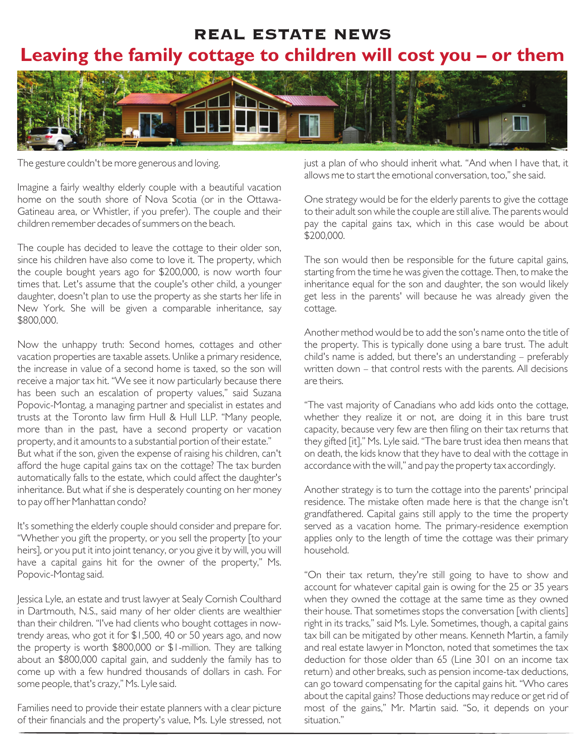## REAL ESTATE NEWS

# Leaving the family cottage to children will cost you – or them

The gesture couldn't be more generous and loving.

Imagine a fairly wealthy elderly couple with a beautiful vacation home on the south shore of Nova Scotia (or in the Ottawa-Gatineau area, or Whistler, if you prefer). The couple and their children remember decades of summers on the beach.

The couple has decided to leave the cottage to their older son, since his children have also come to love it. The property, which the couple bought years ago for $200,000, is now worth four times that. Let's assume that the couple's other child, a younger daughter, doesn't plan to use the property as she starts her life in New York. She will be given a comparable inheritance, say $800,000.

Now the unhappy truth: Second homes, cottages and other vacation properties are taxable assets. Unlike a primary residence, the increase in value of a second home is taxed, so the son will receive a major tax hit. "We see it now particularly because there has been such an escalation of property values," said Suzana Popovic-Montag, a managing partner and specialist in estates and trusts at the Toronto law firm Hull & Hull LLP. "Many people, more than in the past, have a second property or vacation property, and it amounts to a substantial portion of their estate."

But what if the son, given the expense of raising his children, can't afford the huge capital gains tax on the cottage? The tax burden automatically falls to the estate, which could affect the daughter's inheritance. But what if she is desperately counting on her money to pay off her Manhattan condo?

It's something the elderly couple should consider and prepare for. "Whether you gift the property, or you sell the property [to your heirs], or you put it into joint tenancy, or you give it by will, you will have a capital gains hit for the owner of the property," Ms. Popovic-Montag said.

Jessica Lyle, an estate and trust lawyer at Sealy Cornish Coulthard in Dartmouth, N.S., said many of her older clients are wealthier than their children. "I've had clients who bought cottages in now-trendy areas, who got it for $1,500, 40 or 50 years ago, and now the property is worth $800,000 or $1-million. They are talking about an $800,000 capital gain, and suddenly the family has to come up with a few hundred thousands of dollars in cash. For some people, that's crazy," Ms. Lyle said.

Families need to provide their estate planners with a clear picture of their financials and the property's value, Ms. Lyle stressed, not just a plan of who should inherit what. "And when I have that, it allows me to start the emotional conversation, too," she said.

One strategy would be for the elderly parents to give the cottage to their adult son while the couple are still alive. The parents would pay the capital gains tax, which in this case would be about $200,000.

The son would then be responsible for the future capital gains, starting from the time he was given the cottage. Then, to make the inheritance equal for the son and daughter, the son would likely get less in the parents' will because he was already given the cottage.

Another method would be to add the son's name onto the title of the property. This is typically done using a bare trust. The adult child's name is added, but there's an understanding – preferably written down – that control rests with the parents. All decisions are theirs.

"The vast majority of Canadians who add kids onto the cottage, whether they realize it or not, are doing it in this bare trust capacity, because very few are then filing on their tax returns that they gifted [it]," Ms. Lyle said. "The bare trust idea then means that on death, the kids know that they have to deal with the cottage in accordance with the will," and pay the property tax accordingly.

Another strategy is to turn the cottage into the parents' principal residence. The mistake often made here is that the change isn't grandfathered. Capital gains still apply to the time the property served as a vacation home. The primary-residence exemption applies only to the length of time the cottage was their primary household.

"On their tax return, they're still going to have to show and account for whatever capital gain is owing for the 25 or 35 years when they owned the cottage at the same time as they owned their house. That sometimes stops the conversation [with clients] right in its tracks," said Ms. Lyle. Sometimes, though, a capital gains tax bill can be mitigated by other means. Kenneth Martin, a family and real estate lawyer in Moncton, noted that sometimes the tax deduction for those older than 65 (Line 301 on an income tax return) and other breaks, such as pension income-tax deductions, can go toward compensating for the capital gains hit. "Who cares about the capital gains? Those deductions may reduce or get rid of most of the gains," Mr. Martin said. "So, it depends on your situation."